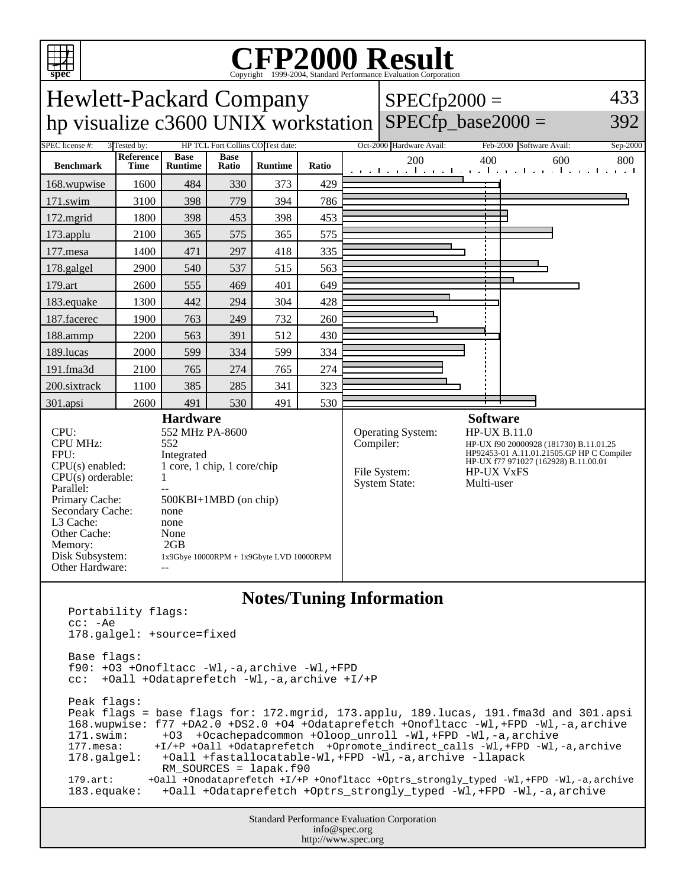# CFP2000 Result

Copyright 1999-2004, Standard Performance Evaluation Corporation

## Hewlett-Packard Company
## hp visualize c3600 UNIX workstation

SPECfp2000 = 433
SPECfp_base2000 = 392

SPEC license #: 3 | Tested by: HP TCL Fort Collins CO | Test date: Oct-2000 | Hardware Avail: Feb-2000 | Software Avail: Sep-2000

| Benchmark | Reference Time | Base Runtime | Base Ratio | Runtime | Ratio |
|---|---|---|---|---|---|
| 168.wupwise | 1600 | 484 | 330 | 373 | 429 |
| 171.swim | 3100 | 398 | 779 | 394 | 786 |
| 172.mgrid | 1800 | 398 | 453 | 398 | 453 |
| 173.applu | 2100 | 365 | 575 | 365 | 575 |
| 177.mesa | 1400 | 471 | 297 | 418 | 335 |
| 178.galgel | 2900 | 540 | 537 | 515 | 563 |
| 179.art | 2600 | 555 | 469 | 401 | 649 |
| 183.equake | 1300 | 442 | 294 | 304 | 428 |
| 187.facerec | 1900 | 763 | 249 | 732 | 260 |
| 188.ammp | 2200 | 563 | 391 | 512 | 430 |
| 189.lucas | 2000 | 599 | 334 | 599 | 334 |
| 191.fma3d | 2100 | 765 | 274 | 765 | 274 |
| 200.sixtrack | 1100 | 385 | 285 | 341 | 323 |
| 301.apsi | 2600 | 491 | 530 | 491 | 530 |

### Hardware

| | |
|---|---|
| CPU: | 552 MHz PA-8600 |
| CPU MHz: | 552 |
| FPU: | Integrated |
| CPU(s) enabled: | 1 core, 1 chip, 1 core/chip |
| CPU(s) orderable: | 1 |
| Parallel: | -- |
| Primary Cache: | 500KBI+1MBD (on chip) |
| Secondary Cache: | none |
| L3 Cache: | none |
| Other Cache: | None |
| Memory: | 2GB |
| Disk Subsystem: | 1x9Gbye 10000RPM + 1x9Gbyte LVD 10000RPM |
| Other Hardware: | -- |

### Software

| | |
|---|---|
| Operating System: | HP-UX B.11.0 |
| Compiler: | HP-UX f90 20000928 (181730) B.11.01.25<br>HP92453-01 A.11.01.21505.GP HP C Compiler<br>HP-UX f77 971027 (162928) B.11.00.01 |
| File System: | HP-UX VxFS |
| System State: | Multi-user |

### Notes/Tuning Information

```
Portability flags:
cc: -Ae
178.galgel: +source=fixed

Base flags:
f90: +O3 +Onofltacc -Wl,-a,archive -Wl,+FPD
cc:  +Oall +Odataprefetch -Wl,-a,archive +I/+P

Peak flags:
Peak flags = base flags for: 172.mgrid, 173.applu, 189.lucas, 191.fma3d and 301.apsi
168.wupwise: f77 +DA2.0 +DS2.0 +O4 +Odataprefetch +Onofltacc -Wl,+FPD -Wl,-a,archive
171.swim:     +O3  +Ocachepadcommon +Oloop_unroll -Wl,+FPD -Wl,-a,archive
177.mesa:     +I/+P +Oall +Odataprefetch  +Opromote_indirect_calls -Wl,+FPD -Wl,-a,archive
178.galgel:   +Oall +fastallocatable-Wl,+FPD -Wl,-a,archive -llapack
              RM_SOURCES = lapak.f90
179.art:      +Oall +Onodataprefetch +I/+P +Onofltacc +Optrs_strongly_typed -Wl,+FPD -Wl,-a,archive
183.equake:   +Oall +Odataprefetch +Optrs_strongly_typed -Wl,+FPD -Wl,-a,archive
```

Standard Performance Evaluation Corporation
info@spec.org
http://www.spec.org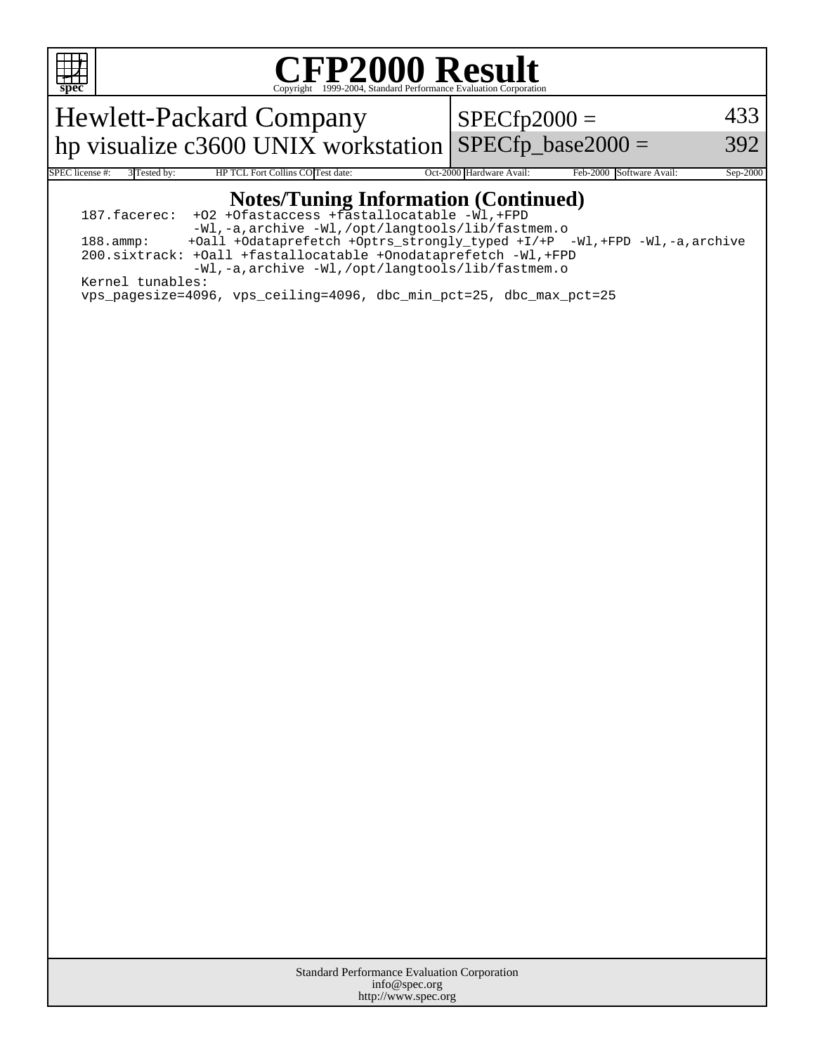# CFP2000 Result

Copyright 1999-2004, Standard Performance Evaluation Corporation

## Hewlett-Packard Company
## hp visualize c3600 UNIX workstation

SPECfp2000 = 433

SPECfp_base2000 = 392

| SPEC license #: | 3 | Tested by: | HP TCL Fort Collins CO | Test date: | Oct-2000 | Hardware Avail: | Feb-2000 | Software Avail: | Sep-2000 |
|---|---|---|---|---|---|---|---|---|---|

### Notes/Tuning Information (Continued)

```
187.facerec:  +O2 +Ofastaccess +fastallocatable -Wl,+FPD
              -Wl,-a,archive -Wl,/opt/langtools/lib/fastmem.o
188.ammp:     +Oall +Odataprefetch +Optrs_strongly_typed +I/+P  -Wl,+FPD -Wl,-a,archive
200.sixtrack: +Oall +fastallocatable +Onodataprefetch -Wl,+FPD
              -Wl,-a,archive -Wl,/opt/langtools/lib/fastmem.o
Kernel tunables:
vps_pagesize=4096, vps_ceiling=4096, dbc_min_pct=25, dbc_max_pct=25
```

Standard Performance Evaluation Corporation
info@spec.org
http://www.spec.org